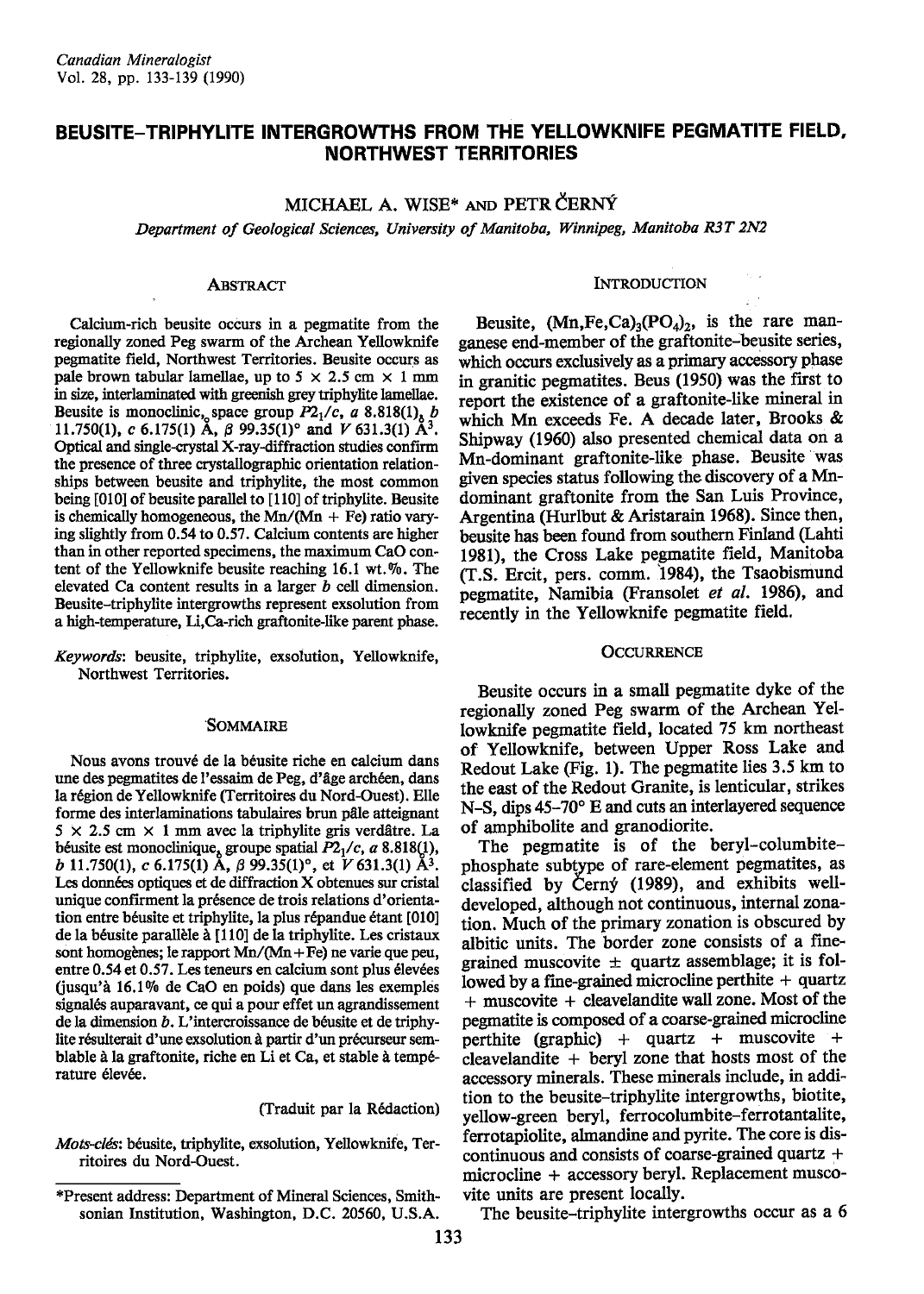# BEUSITE–TRIPHYLITE INTERGROWTHS FROM THE YELLOWKNIFE PEGMATITE FIELD, NORTHWEST TERRITORIES

MICHAEL A. WISE* AND PETR ČERNÝ

*Department of Geological Sciences, University of Manitoba, Winnipeg, Manitoba R3T 2N2*

## ABSTRACT

Calcium-rich beusite occurs in a pegmatite from the regionally zoned Peg swarm of the Archean Yellowknife pegmatite field, Northwest Territories. Beusite occurs as pale brown tabular lamellae, up to 5 × 2.5 cm × 1 mm in size, interlaminated with greenish grey triphylite lamellae. Beusite is monoclinic, space group $P2_1/c$, *a* 8.818(1), *b* 11.750(1), *c* 6.175(1) Å, β 99.35(1)° and *V* 631.3(1) Å$^3$. Optical and single-crystal X-ray-diffraction studies confirm the presence of three crystallographic orientation relationships between beusite and triphylite, the most common being [010] of beusite parallel to [110] of triphylite. Beusite is chemically homogeneous, the Mn/(Mn + Fe) ratio varying slightly from 0.54 to 0.57. Calcium contents are higher than in other reported specimens, the maximum CaO content of the Yellowknife beusite reaching 16.1 wt.%. The elevated Ca content results in a larger *b* cell dimension. Beusite–triphylite intergrowths represent exsolution from a high-temperature, Li,Ca-rich graftonite-like parent phase.

*Keywords*: beusite, triphylite, exsolution, Yellowknife, Northwest Territories.

## SOMMAIRE

Nous avons trouvé de la béusite riche en calcium dans une des pegmatites de l'essaim de Peg, d'âge archéen, dans la région de Yellowknife (Territoires du Nord-Ouest). Elle forme des interlaminations tabulaires brun pâle atteignant 5 × 2.5 cm × 1 mm avec la triphylite gris verdâtre. La béusite est monoclinique, groupe spatial $P2_1/c$, *a* 8.818(1), *b* 11.750(1), *c* 6.175(1) Å, β 99.35(1)°, et *V* 631.3(1) Å$^3$. Les données optiques et de diffraction X obtenues sur cristal unique confirment la présence de trois relations d'orientation entre béusite et triphylite, la plus répandue étant [010] de la béusite parallèle à [110] de la triphylite. Les cristaux sont homogènes; le rapport Mn/(Mn+Fe) ne varie que peu, entre 0.54 et 0.57. Les teneurs en calcium sont plus élevées (jusqu'à 16.1% de CaO en poids) que dans les exemples signalés auparavant, ce qui a pour effet un agrandissement de la dimension *b*. L'intercroissance de béusite et de triphylite résulterait d'une exsolution à partir d'un précurseur semblable à la graftonite, riche en Li et Ca, et stable à température élevée.

(Traduit par la Rédaction)

*Mots-clés*: béusite, triphylite, exsolution, Yellowknife, Territoires du Nord-Ouest.

*Present address: Department of Mineral Sciences, Smithsonian Institution, Washington, D.C. 20560, U.S.A.

## INTRODUCTION

Beusite, $(Mn,Fe,Ca)_3(PO_4)_2$, is the rare manganese end-member of the graftonite–beusite series, which occurs exclusively as a primary accessory phase in granitic pegmatites. Beus (1950) was the first to report the existence of a graftonite-like mineral in which Mn exceeds Fe. A decade later, Brooks & Shipway (1960) also presented chemical data on a Mn-dominant graftonite-like phase. Beusite was given species status following the discovery of a Mn-dominant graftonite from the San Luis Province, Argentina (Hurlbut & Aristarain 1968). Since then, beusite has been found from southern Finland (Lahti 1981), the Cross Lake pegmatite field, Manitoba (T.S. Ercit, pers. comm. 1984), the Tsaobismund pegmatite, Namibia (Fransolet *et al.* 1986), and recently in the Yellowknife pegmatite field.

## OCCURRENCE

Beusite occurs in a small pegmatite dyke of the regionally zoned Peg swarm of the Archean Yellowknife pegmatite field, located 75 km northeast of Yellowknife, between Upper Ross Lake and Redout Lake (Fig. 1). The pegmatite lies 3.5 km to the east of the Redout Granite, is lenticular, strikes N–S, dips 45–70° E and cuts an interlayered sequence of amphibolite and granodiorite.

The pegmatite is of the beryl–columbite–phosphate subtype of rare-element pegmatites, as classified by Černý (1989), and exhibits well-developed, although not continuous, internal zonation. Much of the primary zonation is obscured by albitic units. The border zone consists of a fine-grained muscovite ± quartz assemblage; it is followed by a fine-grained microcline perthite + quartz + muscovite + cleavelandite wall zone. Most of the pegmatite is composed of a coarse-grained microcline perthite (graphic) + quartz + muscovite + cleavelandite + beryl zone that hosts most of the accessory minerals. These minerals include, in addition to the beusite–triphylite intergrowths, biotite, yellow-green beryl, ferrocolumbite–ferrotantalite, ferrotapiolite, almandine and pyrite. The core is discontinuous and consists of coarse-grained quartz + microcline + accessory beryl. Replacement muscovite units are present locally.

The beusite–triphylite intergrowths occur as a 6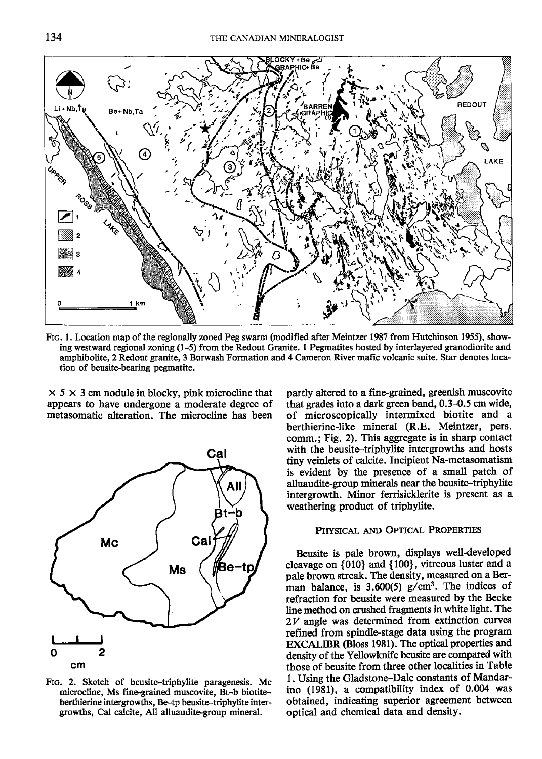FIG. 1. Location map of the regionally zoned Peg swarm (modified after Meintzer 1987 from Hutchinson 1955), showing westward regional zoning (1–5) from the Redout Granite. 1 Pegmatites hosted by interlayered granodiorite and amphibolite, 2 Redout granite, 3 Burwash Formation and 4 Cameron River mafic volcanic suite. Star denotes location of beusite-bearing pegmatite.

× 5 × 3 cm nodule in blocky, pink microcline that appears to have undergone a moderate degree of metasomatic alteration. The microcline has been partly altered to a fine-grained, greenish muscovite that grades into a dark green band, 0.3–0.5 cm wide, of microscopically intermixed biotite and a berthierine-like mineral (R.E. Meintzer, pers. comm.; Fig. 2). This aggregate is in sharp contact with the beusite–triphylite intergrowths and hosts tiny veinlets of calcite. Incipient Na-metasomatism is evident by the presence of a small patch of alluaudite-group minerals near the beusite–triphylite intergrowth. Minor ferrisicklerite is present as a weathering product of triphylite.

FIG. 2. Sketch of beusite–triphylite paragenesis. Mc microcline, Ms fine-grained muscovite, Bt-b biotite–berthierine intergrowths, Be-tp beusite–triphylite intergrowths, Cal calcite, All alluaudite-group mineral.

## PHYSICAL AND OPTICAL PROPERTIES

Beusite is pale brown, displays well-developed cleavage on {010} and {100}, vitreous luster and a pale brown streak. The density, measured on a Berman balance, is 3.600(5) g/cm$^3$. The indices of refraction for beusite were measured by the Becke line method on crushed fragments in white light. The $2V$ angle was determined from extinction curves refined from spindle-stage data using the program EXCALIBR (Bloss 1981). The optical properties and density of the Yellowknife beusite are compared with those of beusite from three other localities in Table 1. Using the Gladstone–Dale constants of Mandarino (1981), a compatibility index of 0.004 was obtained, indicating superior agreement between optical and chemical data and density.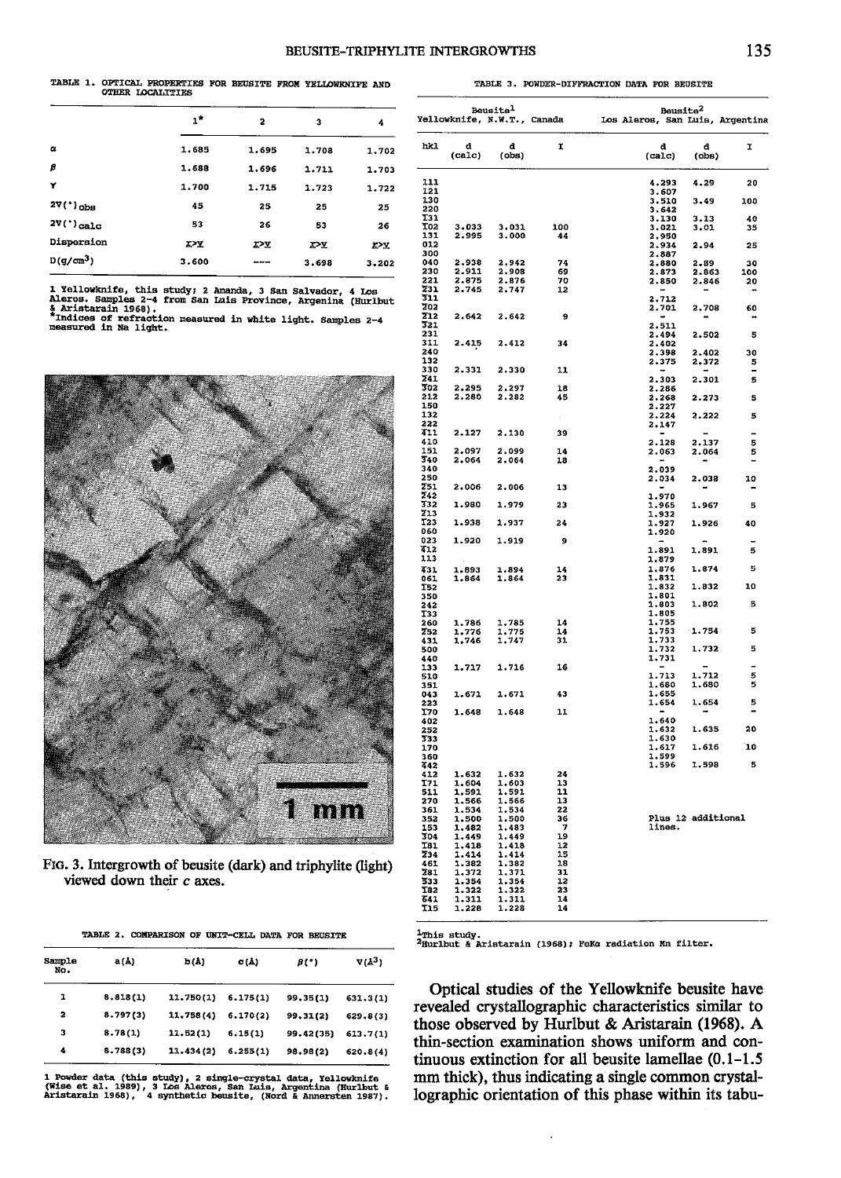TABLE 1. OPTICAL PROPERTIES FOR BEUSITE FROM YELLOWKNIFE AND OTHER LOCALITIES

| | 1* | 2 | 3 | 4 |
|---|---|---|---|---|
| α | 1.685 | 1.695 | 1.708 | 1.702 |
| β | 1.688 | 1.696 | 1.711 | 1.703 |
| γ | 1.700 | 1.715 | 1.723 | 1.722 |
| 2V(°)obs | 45 | 25 | 25 | 25 |
| 2V(°)calc | 53 | 26 | 53 | 26 |
| Dispersion | r>v | r>v | r>v | r>v |
| D(g/cm³) | 3.600 | --- | 3.698 | 3.202 |

1 Yellowknife, this study; 2 Amanda, 3 San Salvador, 4 Los Aleros. Samples 2-4 from San Luis Province, Argenina (Hurlbut & Aristarain 1968).
*Indices of refraction measured in white light. Samples 2-4 measured in Na light.

FIG. 3. Intergrowth of beusite (dark) and triphylite (light) viewed down their c axes.

TABLE 2. COMPARISON OF UNIT-CELL DATA FOR BEUSITE

| Sample No. | a(Å) | b(Å) | c(Å) | β(°) | V(Å³) |
|---|---|---|---|---|---|
| 1 | 8.818(1) | 11.750(1) | 6.175(1) | 99.35(1) | 631.3(1) |
| 2 | 8.797(3) | 11.758(4) | 6.170(2) | 99.31(2) | 629.8(3) |
| 3 | 8.78(1) | 11.52(1) | 6.15(1) | 99.42(35) | 613.7(1) |
| 4 | 8.788(3) | 11.434(2) | 6.255(1) | 98.98(2) | 620.8(4) |

1 Powder data (this study), 2 single-crystal data, Yellowknife (Wise et al. 1989), 3 Los Aleros, San Luis, Argentina (Hurlbut & Aristarain 1968), 4 synthetic beusite, (Nord & Annersten 1987).

TABLE 3. POWDER-DIFFRACTION DATA FOR BEUSITE

| | Beusite[1] Yellowknife, N.W.T., Canada | | | Beusite[2] Los Aleros, San Luis, Argentina | | |
|---|---|---|---|---|---|---|
| hkl | d (calc) | d (obs) | I | d (calc) | d (obs) | I |
| 111 | | | | 4.293 | 4.29 | 20 |
| 121 | | | | 3.607 | | |
| 130 | | | | 3.510 | 3.49 | 100 |
| 220 | | | | 3.642 | | |
| $\bar{1}31$ | | | | 3.130 | 3.13 | 40 |
| $\bar{1}02$ | 3.033 | 3.031 | 100 | 3.021 | 3.01 | 35 |
| 131 | 2.995 | 3.000 | 44 | 2.950 | | |
| 012 | | | | 2.934 | 2.94 | 25 |
| 300 | | | | 2.887 | | |
| 040 | 2.938 | 2.942 | 74 | 2.880 | 2.89 | 30 |
| 230 | 2.911 | 2.908 | 69 | 2.873 | 2.863 | 100 |
| 221 | 2.875 | 2.876 | 70 | 2.850 | 2.846 | 20 |
| $\bar{2}31$ | 2.745 | 2.747 | 12 | - | - | - |
| $\bar{3}11$ | | | | 2.712 | | |
| $\bar{2}02$ | | | | 2.701 | 2.708 | 60 |
| $\bar{2}12$ | 2.642 | 2.642 | 9 | - | - | - |
| $\bar{3}21$ | | | | 2.511 | | |
| 231 | | | | 2.494 | 2.502 | 5 |
| 311 | 2.415 | 2.412 | 34 | 2.402 | | |
| 240 | | | | 2.398 | 2.402 | 30 |
| 132 | | | | 2.375 | 2.372 | 5 |
| 330 | 2.331 | 2.330 | 11 | - | - | - |
| $\bar{2}41$ | | | | 2.303 | 2.301 | 5 |
| $\bar{3}02$ | 2.295 | 2.297 | 18 | 2.286 | | |
| 212 | 2.280 | 2.282 | 45 | 2.268 | 2.273 | 5 |
| 150 | | | | 2.227 | | |
| 132 | | | | 2.224 | 2.222 | 5 |
| 222 | | | | 2.147 | | |
| $\bar{4}11$ | 2.127 | 2.130 | 39 | - | - | - |
| 410 | | | | 2.128 | 2.137 | 5 |
| 151 | 2.097 | 2.099 | 14 | 2.063 | 2.064 | 5 |
| $\bar{3}40$ | 2.064 | 2.064 | 18 | - | - | - |
| 340 | | | | 2.039 | | |
| 250 | | | | 2.034 | 2.038 | 10 |
| $\bar{2}51$ | 2.006 | 2.006 | 13 | - | - | - |
| $\bar{2}42$ | | | | 1.970 | | |
| $\bar{3}32$ | 1.980 | 1.979 | 23 | 1.965 | 1.967 | 5 |
| $\bar{2}13$ | | | | 1.932 | | |
| $\bar{1}23$ | 1.938 | 1.937 | 24 | 1.927 | 1.926 | 40 |
| 060 | | | | 1.920 | | |
| 023 | 1.920 | 1.919 | 9 | - | - | - |
| $\bar{4}12$ | | | | 1.891 | 1.891 | 5 |
| 113 | | | | 1.879 | | |
| $\bar{4}31$ | 1.893 | 1.894 | 14 | 1.876 | 1.874 | 5 |
| 061 | 1.864 | 1.864 | 23 | 1.831 | | |
| $\bar{1}52$ | | | | 1.832 | 1.832 | 10 |
| 350 | | | | 1.801 | | |
| 242 | | | | 1.803 | 1.802 | 5 |
| $\bar{1}33$ | | | | 1.805 | | |
| 260 | 1.786 | 1.785 | 14 | 1.755 | | |
| $\bar{2}52$ | 1.776 | 1.775 | 14 | 1.753 | 1.754 | 5 |
| 431 | 1.746 | 1.747 | 31 | 1.733 | | |
| 500 | | | | 1.732 | 1.732 | 5 |
| 440 | | | | 1.731 | | |
| 133 | 1.717 | 1.716 | 16 | - | - | - |
| 510 | | | | 1.713 | 1.712 | 5 |
| 351 | | | | 1.680 | 1.680 | 5 |
| 043 | 1.671 | 1.671 | 43 | 1.655 | | |
| 223 | | | | 1.654 | 1.654 | 5 |
| $\bar{1}70$ | 1.648 | 1.648 | 11 | - | - | - |
| 402 | | | | 1.640 | | |
| 252 | | | | 1.632 | 1.635 | 20 |
| $\bar{3}33$ | | | | 1.630 | | |
| 170 | | | | 1.617 | 1.616 | 10 |
| 360 | | | | 1.599 | | |
| $\bar{4}42$ | | | | 1.596 | 1.598 | 5 |
| 412 | 1.632 | 1.632 | 24 | | | |
| $\bar{1}71$ | 1.604 | 1.603 | 13 | | | |
| 511 | 1.591 | 1.591 | 11 | | | |
| 270 | 1.566 | 1.566 | 13 | | | |
| 361 | 1.534 | 1.534 | 22 | | | |
| 352 | 1.500 | 1.500 | 36 | Plus 12 additional lines. | | |
| 153 | 1.482 | 1.483 | 7 | | | |
| $\bar{3}04$ | 1.449 | 1.449 | 19 | | | |
| $\bar{1}81$ | 1.418 | 1.418 | 12 | | | |
| $\bar{2}34$ | 1.414 | 1.414 | 15 | | | |
| 461 | 1.382 | 1.382 | 18 | | | |
| $\bar{2}81$ | 1.372 | 1.371 | 31 | | | |
| $\bar{5}33$ | 1.354 | 1.354 | 12 | | | |
| $\bar{1}82$ | 1.322 | 1.322 | 23 | | | |
| $\bar{6}41$ | 1.311 | 1.311 | 14 | | | |
| $\bar{1}15$ | 1.228 | 1.228 | 14 | | | |

[1]This study.
[2]Hurlbut & Aristarain (1968); FeKα radiation Mn filter.

Optical studies of the Yellowknife beusite have revealed crystallographic characteristics similar to those observed by Hurlbut & Aristarain (1968). A thin-section examination shows uniform and continuous extinction for all beusite lamellae (0.1-1.5 mm thick), thus indicating a single common crystallographic orientation of this phase within its tabu-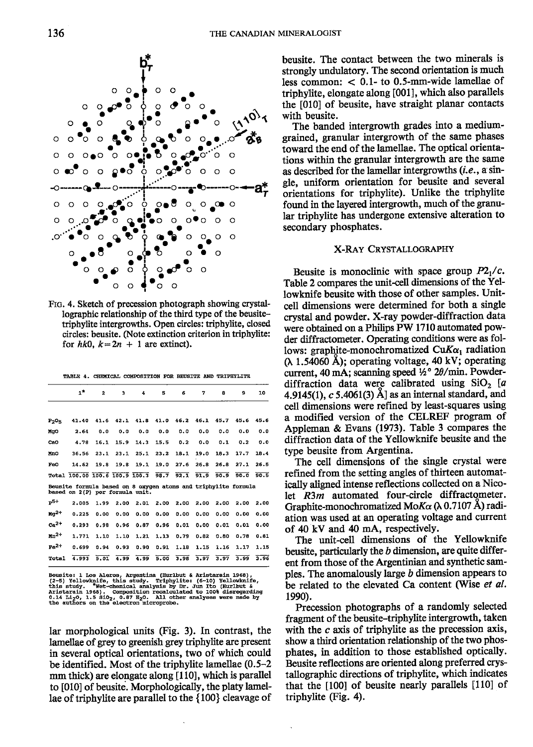FIG. 4. Sketch of precession photograph showing crystallographic relationship of the third type of the beusite–triphylite intergrowths. Open circles: triphylite, closed circles: beusite. (Note extinction criterion in triphylite: for $hk0$, $k = 2n + 1$ are extinct).

TABLE 4. CHEMICAL COMPOSITION FOR BEUSITE AND TRIPHYLITE

| | 1* | 2 | 3 | 4 | 5 | 6 | 7 | 8 | 9 | 10 |
|---|---|---|---|---|---|---|---|---|---|---|
| $P_2O_5$ | 41.40 | 41.6 | 42.1 | 41.8 | 41.0 | 46.2 | 46.1 | 45.7 | 45.6 | 45.6 |
| MgO | 2.64 | 0.0 | 0.0 | 0.0 | 0.0 | 0.0 | 0.0 | 0.0 | 0.0 | 0.0 |
| CaO | 4.78 | 16.1 | 15.9 | 14.3 | 15.5 | 0.2 | 0.0 | 0.1 | 0.2 | 0.0 |
| MnO | 36.56 | 23.1 | 23.1 | 25.1 | 23.2 | 18.1 | 19.0 | 18.3 | 17.7 | 18.4 |
| FeO | 14.62 | 19.8 | 19.8 | 19.1 | 19.0 | 27.6 | 26.8 | 26.8 | 27.1 | 26.5 |
| Total | 100.00 | 100.6 | 100.9 | 100.3 | 98.7 | 92.1 | 91.9 | 90.9 | 90.0 | 90.5 |
| Beusite formula based on 8 oxygen atoms and triphylite formula based on 2(P) per formula unit. | | | | | | | | | | |
| $P^{5+}$ | 2.005 | 1.99 | 2.00 | 2.01 | 2.00 | 2.00 | 2.00 | 2.00 | 2.00 | 2.00 |
| $Mg^{2+}$ | 0.225 | 0.00 | 0.00 | 0.00 | 0.00 | 0.00 | 0.00 | 0.00 | 0.00 | 0.00 |
| $Ca^{2+}$ | 0.293 | 0.98 | 0.96 | 0.87 | 0.96 | 0.01 | 0.00 | 0.01 | 0.01 | 0.00 |
| $Mn^{2+}$ | 1.771 | 1.10 | 1.10 | 1.21 | 1.13 | 0.79 | 0.82 | 0.80 | 0.78 | 0.81 |
| $Fe^{2+}$ | 0.699 | 0.94 | 0.93 | 0.90 | 0.91 | 1.18 | 1.15 | 1.16 | 1.17 | 1.15 |
| Total | 4.993 | 5.01 | 4.99 | 4.99 | 5.00 | 3.98 | 3.97 | 3.97 | 3.99 | 3.96 |

Beusite: 1 Los Aleros, Argentina (Hurlbut & Aristarain 1968), (2–5) Yellowknife, this study. Triphylite: (6–10) Yellowknife, this study. *Wet-chemical analysis by Dr. Jun Ito (Hurlbut & Aristarain 1968). Composition recalculated to 100% disregarding 0.14 $Li_2O$, 1.5 $SiO_2$, 0.87 $H_2O$. All other analyses were made by the authors on the electron microprobe.

lar morphological units (Fig. 3). In contrast, the lamellae of grey to greenish grey triphylite are present in several optical orientations, two of which could be identified. Most of the triphylite lamellae (0.5–2 mm thick) are elongate along [110], which is parallel to [010] of beusite. Morphologically, the platy lamellae of triphylite are parallel to the {100} cleavage of beusite. The contact between the two minerals is strongly undulatory. The second orientation is much less common: < 0.1- to 0.5-mm-wide lamellae of triphylite, elongate along [001], which also parallels the [010] of beusite, have straight planar contacts with beusite.

The banded intergrowth grades into a medium-grained, granular intergrowth of the same phases toward the end of the lamellae. The optical orientations within the granular intergrowth are the same as described for the lamellar intergrowths (*i.e.*, a single, uniform orientation for beusite and several orientations for triphylite). Unlike the triphylite found in the layered intergrowth, much of the granular triphylite has undergone extensive alteration to secondary phosphates.

## X-RAY CRYSTALLOGRAPHY

Beusite is monoclinic with space group $P2_1/c$. Table 2 compares the unit-cell dimensions of the Yellowknife beusite with those of other samples. Unit-cell dimensions were determined for both a single crystal and powder. X-ray powder-diffraction data were obtained on a Philips PW 1710 automated powder diffractometer. Operating conditions were as follows: graphite-monochromatized $CuK\alpha_1$ radiation ($\lambda$ 1.54060 Å); operating voltage, 40 kV; operating current, 40 mA; scanning speed ½° $2\theta$/min. Powder-diffraction data were calibrated using $SiO_2$ [$a$ 4.9145(1), $c$ 5.4061(3) Å] as an internal standard, and cell dimensions were refined by least-squares using a modified version of the CELREF program of Appleman & Evans (1973). Table 3 compares the diffraction data of the Yellowknife beusite and the type beusite from Argentina.

The cell dimensions of the single crystal were refined from the setting angles of thirteen automatically aligned intense reflections collected on a Nicolet $R3m$ automated four-circle diffractometer. Graphite-monochromatized $MoK\alpha$ ($\lambda$ 0.7107 Å) radiation was used at an operating voltage and current of 40 kV and 40 mA, respectively.

The unit-cell dimensions of the Yellowknife beusite, particularly the $b$ dimension, are quite different from those of the Argentinian and synthetic samples. The anomalously large $b$ dimension appears to be related to the elevated Ca content (Wise *et al.* 1990).

Precession photographs of a randomly selected fragment of the beusite–triphylite intergrowth, taken with the $c$ axis of triphylite as the precession axis, show a third orientation relationship of the two phosphates, in addition to those established optically. Beusite reflections are oriented along preferred crystallographic directions of triphylite, which indicates that the [100] of beusite nearly parallels [110] of triphylite (Fig. 4).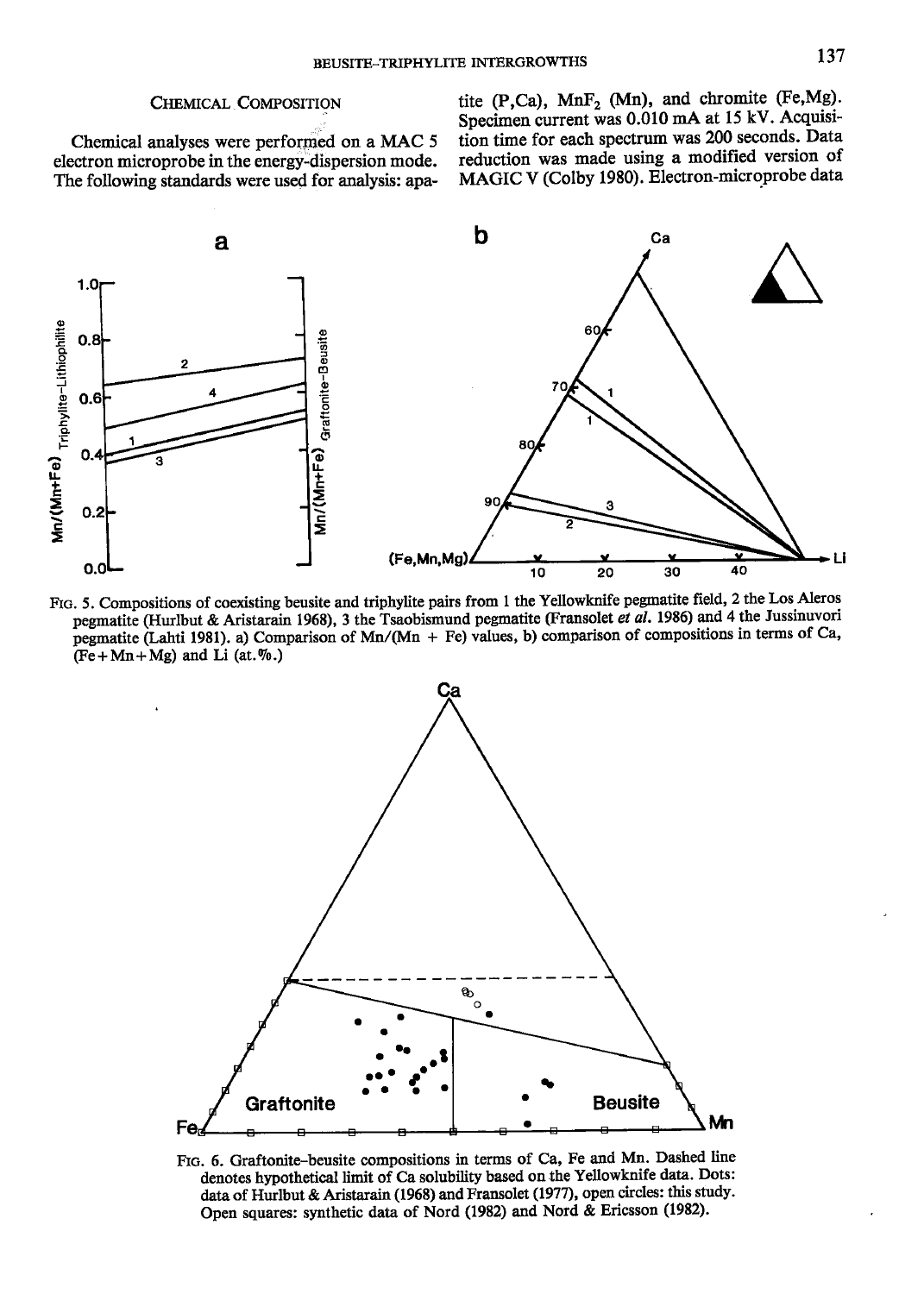## CHEMICAL COMPOSITION

Chemical analyses were performed on a MAC 5 electron microprobe in the energy-dispersion mode. The following standards were used for analysis: apatite (P,Ca), $MnF_2$ (Mn), and chromite (Fe,Mg). Specimen current was 0.010 mA at 15 kV. Acquisition time for each spectrum was 200 seconds. Data reduction was made using a modified version of MAGIC V (Colby 1980). Electron-microprobe data

FIG. 5. Compositions of coexisting beusite and triphylite pairs from 1 the Yellowknife pegmatite field, 2 the Los Aleros pegmatite (Hurlbut & Aristarain 1968), 3 the Tsaobismund pegmatite (Fransolet *et al.* 1986) and 4 the Jussinuvori pegmatite (Lahti 1981). a) Comparison of Mn/(Mn + Fe) values, b) comparison of compositions in terms of Ca, (Fe + Mn + Mg) and Li (at.%.)

FIG. 6. Graftonite–beusite compositions in terms of Ca, Fe and Mn. Dashed line denotes hypothetical limit of Ca solubility based on the Yellowknife data. Dots: data of Hurlbut & Aristarain (1968) and Fransolet (1977), open circles: this study. Open squares: synthetic data of Nord (1982) and Nord & Ericsson (1982).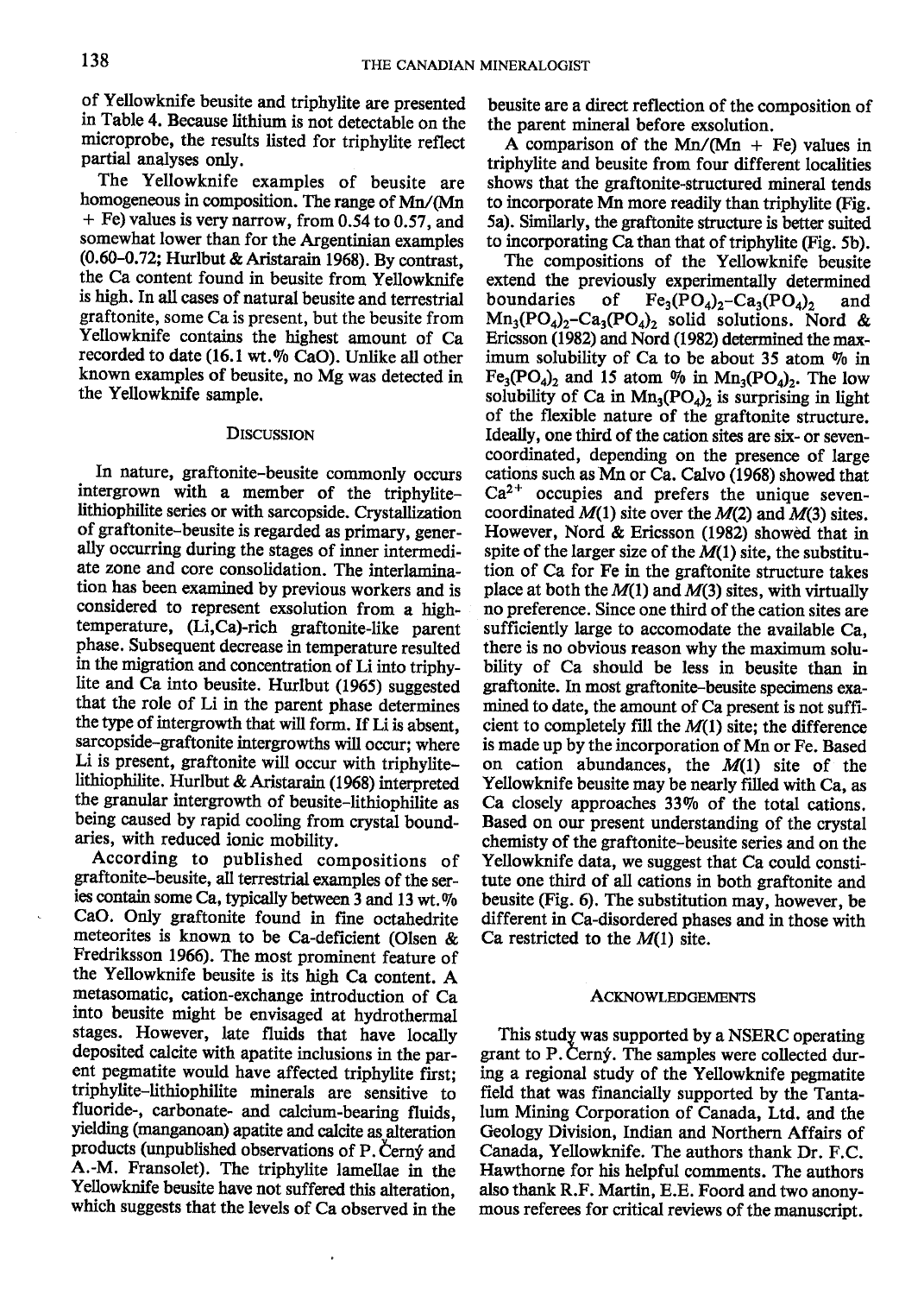of Yellowknife beusite and triphylite are presented in Table 4. Because lithium is not detectable on the microprobe, the results listed for triphylite reflect partial analyses only.

The Yellowknife examples of beusite are homogeneous in composition. The range of Mn/(Mn + Fe) values is very narrow, from 0.54 to 0.57, and somewhat lower than for the Argentinian examples (0.60–0.72; Hurlbut & Aristarain 1968). By contrast, the Ca content found in beusite from Yellowknife is high. In all cases of natural beusite and terrestrial graftonite, some Ca is present, but the beusite from Yellowknife contains the highest amount of Ca recorded to date (16.1 wt.% CaO). Unlike all other known examples of beusite, no Mg was detected in the Yellowknife sample.

## Discussion

In nature, graftonite–beusite commonly occurs intergrown with a member of the triphylite–lithiophilite series or with sarcopside. Crystallization of graftonite–beusite is regarded as primary, generally occurring during the stages of inner intermediate zone and core consolidation. The interlamination has been examined by previous workers and is considered to represent exsolution from a high-temperature, (Li,Ca)-rich graftonite-like parent phase. Subsequent decrease in temperature resulted in the migration and concentration of Li into triphylite and Ca into beusite. Hurlbut (1965) suggested that the role of Li in the parent phase determines the type of intergrowth that will form. If Li is absent, sarcopside–graftonite intergrowths will occur; where Li is present, graftonite will occur with triphylite–lithiophilite. Hurlbut & Aristarain (1968) interpreted the granular intergrowth of beusite–lithiophilite as being caused by rapid cooling from crystal boundaries, with reduced ionic mobility.

According to published compositions of graftonite–beusite, all terrestrial examples of the series contain some Ca, typically between 3 and 13 wt.% CaO. Only graftonite found in fine octahedrite meteorites is known to be Ca-deficient (Olsen & Fredriksson 1966). The most prominent feature of the Yellowknife beusite is its high Ca content. A metasomatic, cation-exchange introduction of Ca into beusite might be envisaged at hydrothermal stages. However, late fluids that have locally deposited calcite with apatite inclusions in the parent pegmatite would have affected triphylite first; triphylite–lithiophilite minerals are sensitive to fluoride-, carbonate- and calcium-bearing fluids, yielding (manganoan) apatite and calcite as alteration products (unpublished observations of P. Černý and A.-M. Fransolet). The triphylite lamellae in the Yellowknife beusite have not suffered this alteration, which suggests that the levels of Ca observed in the beusite are a direct reflection of the composition of the parent mineral before exsolution.

A comparison of the Mn/(Mn + Fe) values in triphylite and beusite from four different localities shows that the graftonite-structured mineral tends to incorporate Mn more readily than triphylite (Fig. 5a). Similarly, the graftonite structure is better suited to incorporating Ca than that of triphylite (Fig. 5b).

The compositions of the Yellowknife beusite extend the previously experimentally determined boundaries of $Fe_3(PO_4)_2$–$Ca_3(PO_4)_2$ and $Mn_3(PO_4)_2$–$Ca_3(PO_4)_2$ solid solutions. Nord & Ericsson (1982) and Nord (1982) determined the maximum solubility of Ca to be about 35 atom % in $Fe_3(PO_4)_2$ and 15 atom % in $Mn_3(PO_4)_2$. The low solubility of Ca in $Mn_3(PO_4)_2$ is surprising in light of the flexible nature of the graftonite structure. Ideally, one third of the cation sites are six- or seven-coordinated, depending on the presence of large cations such as Mn or Ca. Calvo (1968) showed that $Ca^{2+}$ occupies and prefers the unique seven-coordinated $M(1)$ site over the $M(2)$ and $M(3)$ sites. However, Nord & Ericsson (1982) showed that in spite of the larger size of the $M(1)$ site, the substitution of Ca for Fe in the graftonite structure takes place at both the $M(1)$ and $M(3)$ sites, with virtually no preference. Since one third of the cation sites are sufficiently large to accomodate the available Ca, there is no obvious reason why the maximum solubility of Ca should be less in beusite than in graftonite. In most graftonite–beusite specimens examined to date, the amount of Ca present is not sufficient to completely fill the $M(1)$ site; the difference is made up by the incorporation of Mn or Fe. Based on cation abundances, the $M(1)$ site of the Yellowknife beusite may be nearly filled with Ca, as Ca closely approaches 33% of the total cations. Based on our present understanding of the crystal chemisty of the graftonite–beusite series and on the Yellowknife data, we suggest that Ca could constitute one third of all cations in both graftonite and beusite (Fig. 6). The substitution may, however, be different in Ca-disordered phases and in those with Ca restricted to the $M(1)$ site.

## Acknowledgements

This study was supported by a NSERC operating grant to P. Černý. The samples were collected during a regional study of the Yellowknife pegmatite field that was financially supported by the Tantalum Mining Corporation of Canada, Ltd. and the Geology Division, Indian and Northern Affairs of Canada, Yellowknife. The authors thank Dr. F.C. Hawthorne for his helpful comments. The authors also thank R.F. Martin, E.E. Foord and two anonymous referees for critical reviews of the manuscript.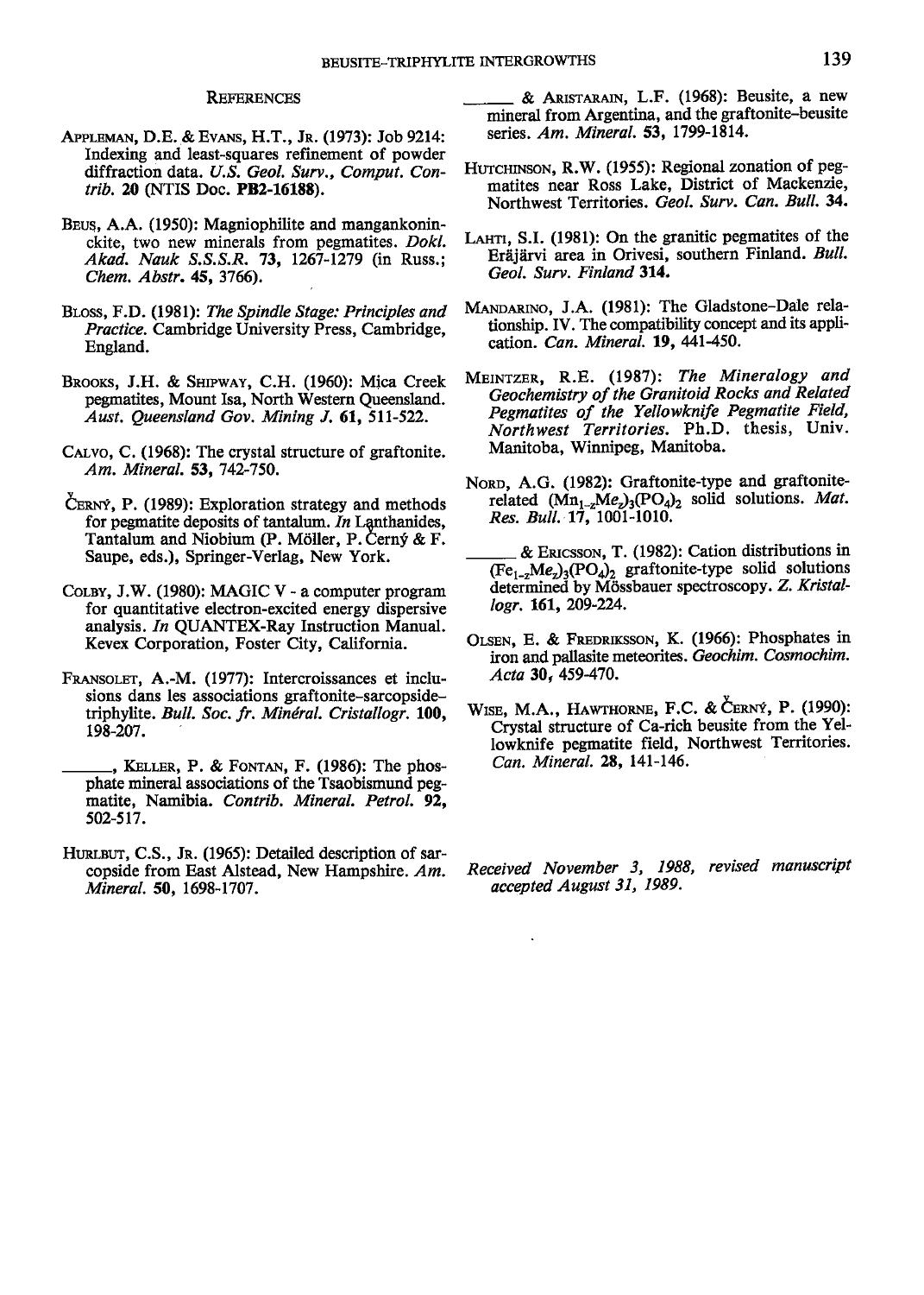## REFERENCES

APPLEMAN, D.E. & EVANS, H.T., JR. (1973): Job 9214: Indexing and least-squares refinement of powder diffraction data. *U.S. Geol. Surv., Comput. Contrib.* **20** (NTIS Doc. **PB2-16188**).

BEUS, A.A. (1950): Magniophilite and mangankoninckite, two new minerals from pegmatites. *Dokl. Akad. Nauk S.S.S.R.* **73**, 1267-1279 (in Russ.; *Chem. Abstr.* **45**, 3766).

BLOSS, F.D. (1981): *The Spindle Stage: Principles and Practice.* Cambridge University Press, Cambridge, England.

BROOKS, J.H. & SHIPWAY, C.H. (1960): Mica Creek pegmatites, Mount Isa, North Western Queensland. *Aust. Queensland Gov. Mining J.* **61**, 511-522.

CALVO, C. (1968): The crystal structure of graftonite. *Am. Mineral.* **53**, 742-750.

ČERNÝ, P. (1989): Exploration strategy and methods for pegmatite deposits of tantalum. *In* Lanthanides, Tantalum and Niobium (P. Möller, P. Černý & F. Saupe, eds.), Springer-Verlag, New York.

COLBY, J.W. (1980): MAGIC V - a computer program for quantitative electron-excited energy dispersive analysis. *In* QUANTEX-Ray Instruction Manual. Kevex Corporation, Foster City, California.

FRANSOLET, A.-M. (1977): Intercroissances et inclusions dans les associations graftonite–sarcopside–triphylite. *Bull. Soc. fr. Minéral. Cristallogr.* **100**, 198-207.

______, KELLER, P. & FONTAN, F. (1986): The phosphate mineral associations of the Tsaobismund pegmatite, Namibia. *Contrib. Mineral. Petrol.* **92**, 502-517.

HURLBUT, C.S., JR. (1965): Detailed description of sarcopside from East Alstead, New Hampshire. *Am. Mineral.* **50**, 1698-1707.

______ & ARISTARAIN, L.F. (1968): Beusite, a new mineral from Argentina, and the graftonite–beusite series. *Am. Mineral.* **53**, 1799-1814.

HUTCHINSON, R.W. (1955): Regional zonation of pegmatites near Ross Lake, District of Mackenzie, Northwest Territories. *Geol. Surv. Can. Bull.* **34.**

LAHTI, S.I. (1981): On the granitic pegmatites of the Eräjärvi area in Orivesi, southern Finland. *Bull. Geol. Surv. Finland* **314.**

MANDARINO, J.A. (1981): The Gladstone–Dale relationship. IV. The compatibility concept and its application. *Can. Mineral.* **19**, 441-450.

MEINTZER, R.E. (1987): *The Mineralogy and Geochemistry of the Granitoid Rocks and Related Pegmatites of the Yellowknife Pegmatite Field, Northwest Territories.* Ph.D. thesis, Univ. Manitoba, Winnipeg, Manitoba.

NORD, A.G. (1982): Graftonite-type and graftonite-related $(Mn_{1-z}Me_z)_3(PO_4)_2$ solid solutions. *Mat. Res. Bull.* **17**, 1001-1010.

______ & ERICSSON, T. (1982): Cation distributions in $(Fe_{1-z}Me_z)_3(PO_4)_2$ graftonite-type solid solutions determined by Mössbauer spectroscopy. *Z. Kristallogr.* **161**, 209-224.

OLSEN, E. & FREDRIKSSON, K. (1966): Phosphates in iron and pallasite meteorites. *Geochim. Cosmochim. Acta* **30**, 459-470.

WISE, M.A., HAWTHORNE, F.C. & ČERNÝ, P. (1990): Crystal structure of Ca-rich beusite from the Yellowknife pegmatite field, Northwest Territories. *Can. Mineral.* **28**, 141-146.

*Received November 3, 1988, revised manuscript accepted August 31, 1989.*